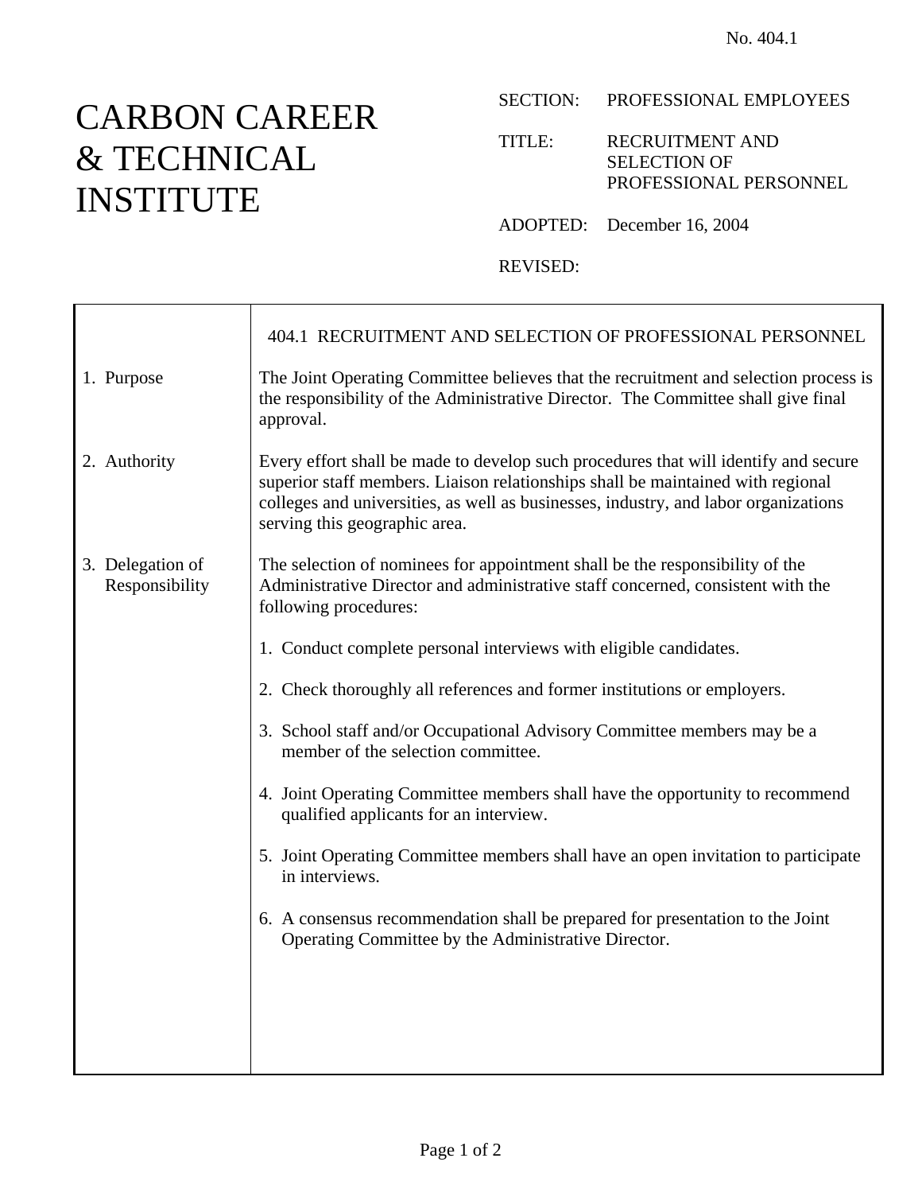No. 404.1

# CARBON CAREER & TECHNICAL INSTITUTE

SECTION: PROFESSIONAL EMPLOYEES

TITLE: RECRUITMENT AND SELECTION OF PROFESSIONAL PERSONNEL

ADOPTED: December 16, 2004

REVISED:

## 404.1 RECRUITMENT AND SELECTION OF PROFESSIONAL PERSONNEL

### 1. Purpose

The Joint Operating Committee believes that the recruitment and selection process is the responsibility of the Administrative Director. The Committee shall give final approval.

### 2. Authority

Every effort shall be made to develop such procedures that will identify and secure superior staff members. Liaison relationships shall be maintained with regional colleges and universities, as well as businesses, industry, and labor organizations serving this geographic area.

### 3. Delegation of Responsibility

The selection of nominees for appointment shall be the responsibility of the Administrative Director and administrative staff concerned, consistent with the following procedures:

1. Conduct complete personal interviews with eligible candidates.

2. Check thoroughly all references and former institutions or employers.

3. School staff and/or Occupational Advisory Committee members may be a member of the selection committee.

4. Joint Operating Committee members shall have the opportunity to recommend qualified applicants for an interview.

5. Joint Operating Committee members shall have an open invitation to participate in interviews.

6. A consensus recommendation shall be prepared for presentation to the Joint Operating Committee by the Administrative Director.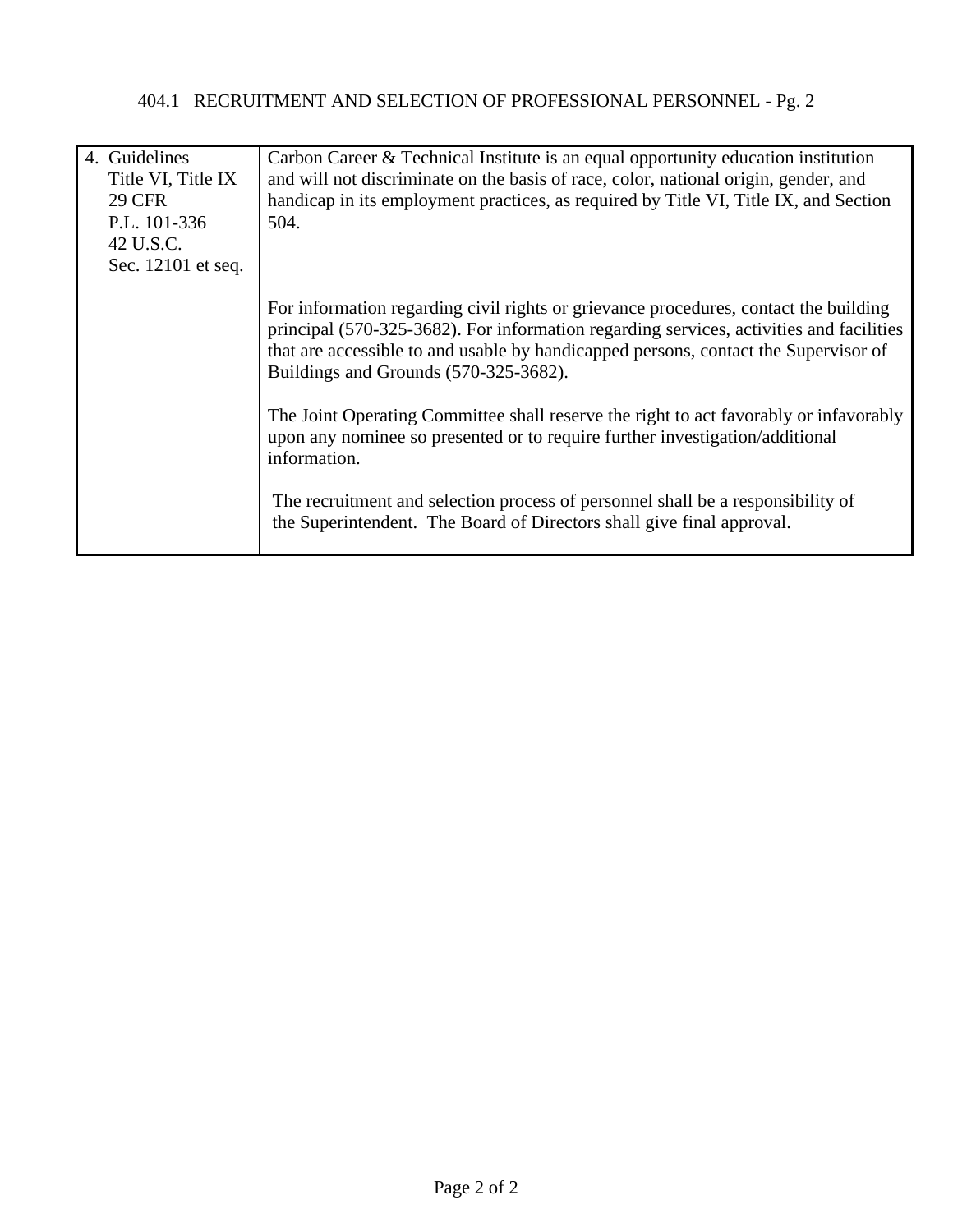| | |
|---|---|
| 4. Guidelines<br>Title VI, Title IX<br>29 CFR<br>P.L. 101-336<br>42 U.S.C.<br>Sec. 12101 et seq. | Carbon Career & Technical Institute is an equal opportunity education institution and will not discriminate on the basis of race, color, national origin, gender, and handicap in its employment practices, as required by Title VI, Title IX, and Section 504.<br><br>For information regarding civil rights or grievance procedures, contact the building principal (570-325-3682). For information regarding services, activities and facilities that are accessible to and usable by handicapped persons, contact the Supervisor of Buildings and Grounds (570-325-3682).<br><br>The Joint Operating Committee shall reserve the right to act favorably or infavorably upon any nominee so presented or to require further investigation/additional information.<br><br>The recruitment and selection process of personnel shall be a responsibility of the Superintendent. The Board of Directors shall give final approval. |